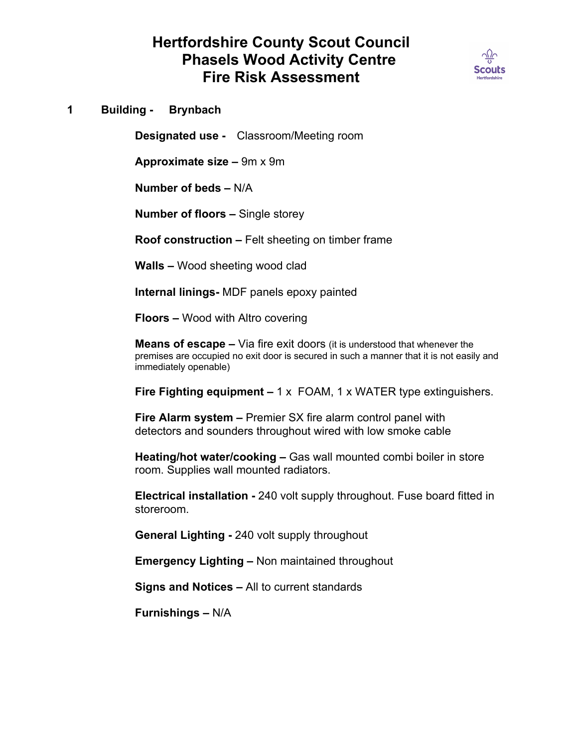# Hertfordshire County Scout Council
# Phasels Wood Activity Centre
# Fire Risk Assessment

## 1 Building - Brynbach

**Designated use -** Classroom/Meeting room

**Approximate size –** 9m x 9m

**Number of beds –** N/A

**Number of floors –** Single storey

**Roof construction –** Felt sheeting on timber frame

**Walls –** Wood sheeting wood clad

**Internal linings-** MDF panels epoxy painted

**Floors –** Wood with Altro covering

**Means of escape –** Via fire exit doors (it is understood that whenever the premises are occupied no exit door is secured in such a manner that it is not easily and immediately openable)

**Fire Fighting equipment –** 1 x FOAM, 1 x WATER type extinguishers.

**Fire Alarm system –** Premier SX fire alarm control panel with detectors and sounders throughout wired with low smoke cable

**Heating/hot water/cooking –** Gas wall mounted combi boiler in store room. Supplies wall mounted radiators.

**Electrical installation -** 240 volt supply throughout. Fuse board fitted in storeroom.

**General Lighting -** 240 volt supply throughout

**Emergency Lighting –** Non maintained throughout

**Signs and Notices –** All to current standards

**Furnishings –** N/A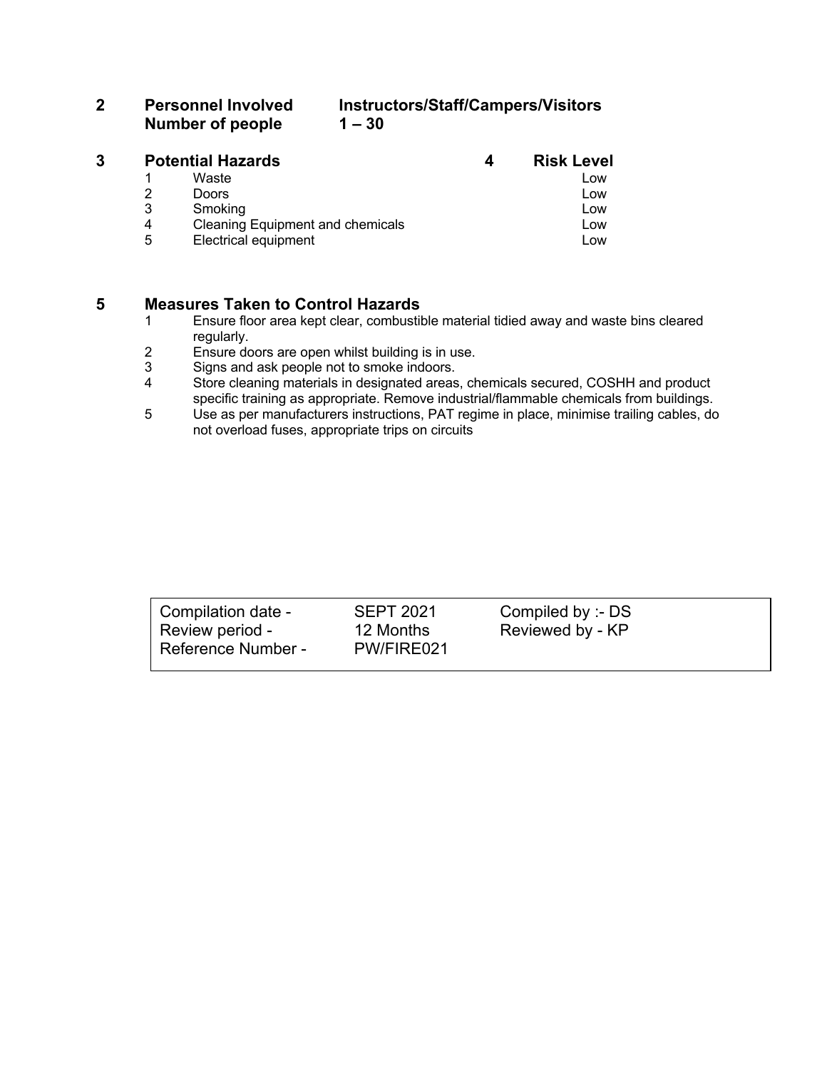**2 Personnel Involved** **Instructors/Staff/Campers/Visitors**
**Number of people** **1 – 30**

| 3 | Potential Hazards | 4 Risk Level |
|---|---|---|
| 1 | Waste | Low |
| 2 | Doors | Low |
| 3 | Smoking | Low |
| 4 | Cleaning Equipment and chemicals | Low |
| 5 | Electrical equipment | Low |

**5 Measures Taken to Control Hazards**

1. Ensure floor area kept clear, combustible material tidied away and waste bins cleared regularly.
2. Ensure doors are open whilst building is in use.
3. Signs and ask people not to smoke indoors.
4. Store cleaning materials in designated areas, chemicals secured, COSHH and product specific training as appropriate. Remove industrial/flammable chemicals from buildings.
5. Use as per manufacturers instructions, PAT regime in place, minimise trailing cables, do not overload fuses, appropriate trips on circuits

| | | |
|---|---|---|
| Compilation date - | SEPT 2021 | Compiled by :- DS |
| Review period - | 12 Months | Reviewed by - KP |
| Reference Number - | PW/FIRE021 | |